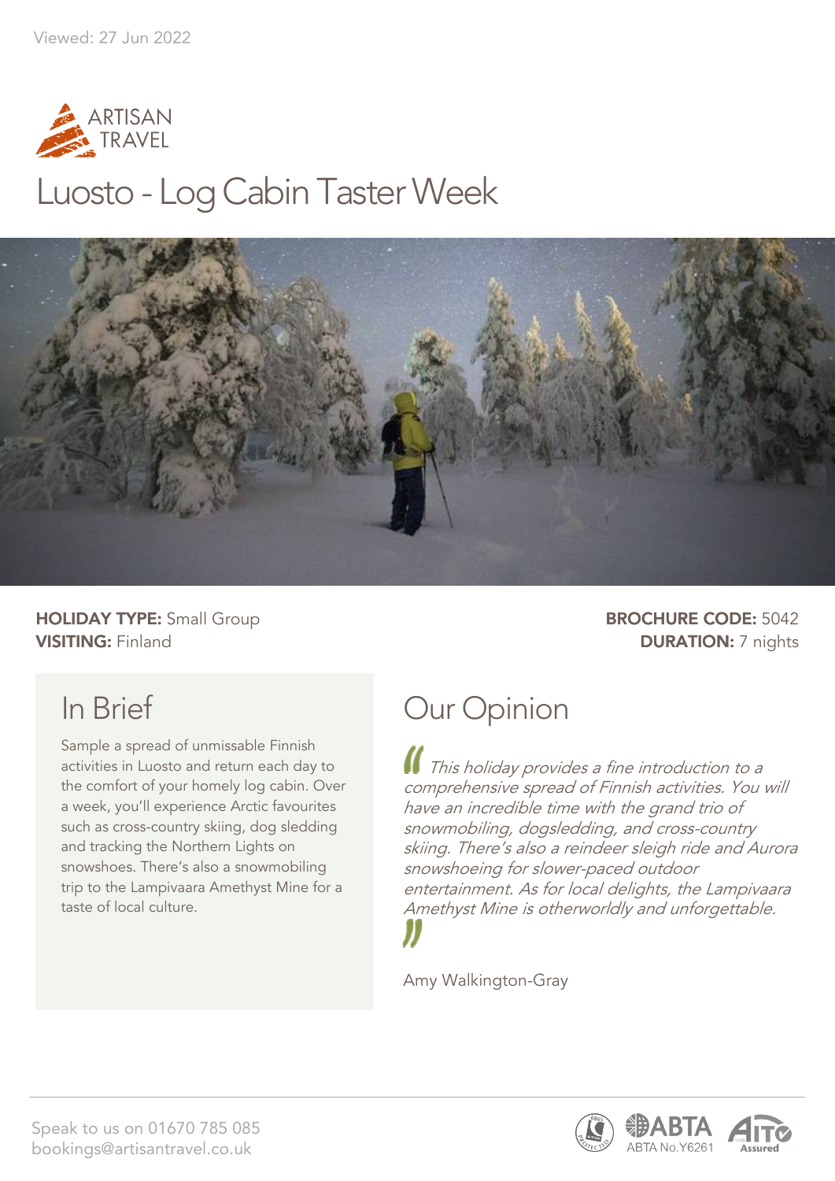Viewed: 27 Jun 2022

ARTISAN TRAVEL

# Luosto - Log Cabin Taster Week

**HOLIDAY TYPE:** Small Group
**VISITING:** Finland

**BROCHURE CODE:** 5042
**DURATION:** 7 nights

## In Brief

Sample a spread of unmissable Finnish activities in Luosto and return each day to the comfort of your homely log cabin. Over a week, you'll experience Arctic favourites such as cross-country skiing, dog sledding and tracking the Northern Lights on snowshoes. There's also a snowmobiling trip to the Lampivaara Amethyst Mine for a taste of local culture.

## Our Opinion

*This holiday provides a fine introduction to a comprehensive spread of Finnish activities. You will have an incredible time with the grand trio of snowmobiling, dogsledding, and cross-country skiing. There's also a reindeer sleigh ride and Aurora snowshoeing for slower-paced outdoor entertainment. As for local delights, the Lampivaara Amethyst Mine is otherworldly and unforgettable.*

Amy Walkington-Gray

Speak to us on 01670 785 085
bookings@artisantravel.co.uk

ABTA No.Y6261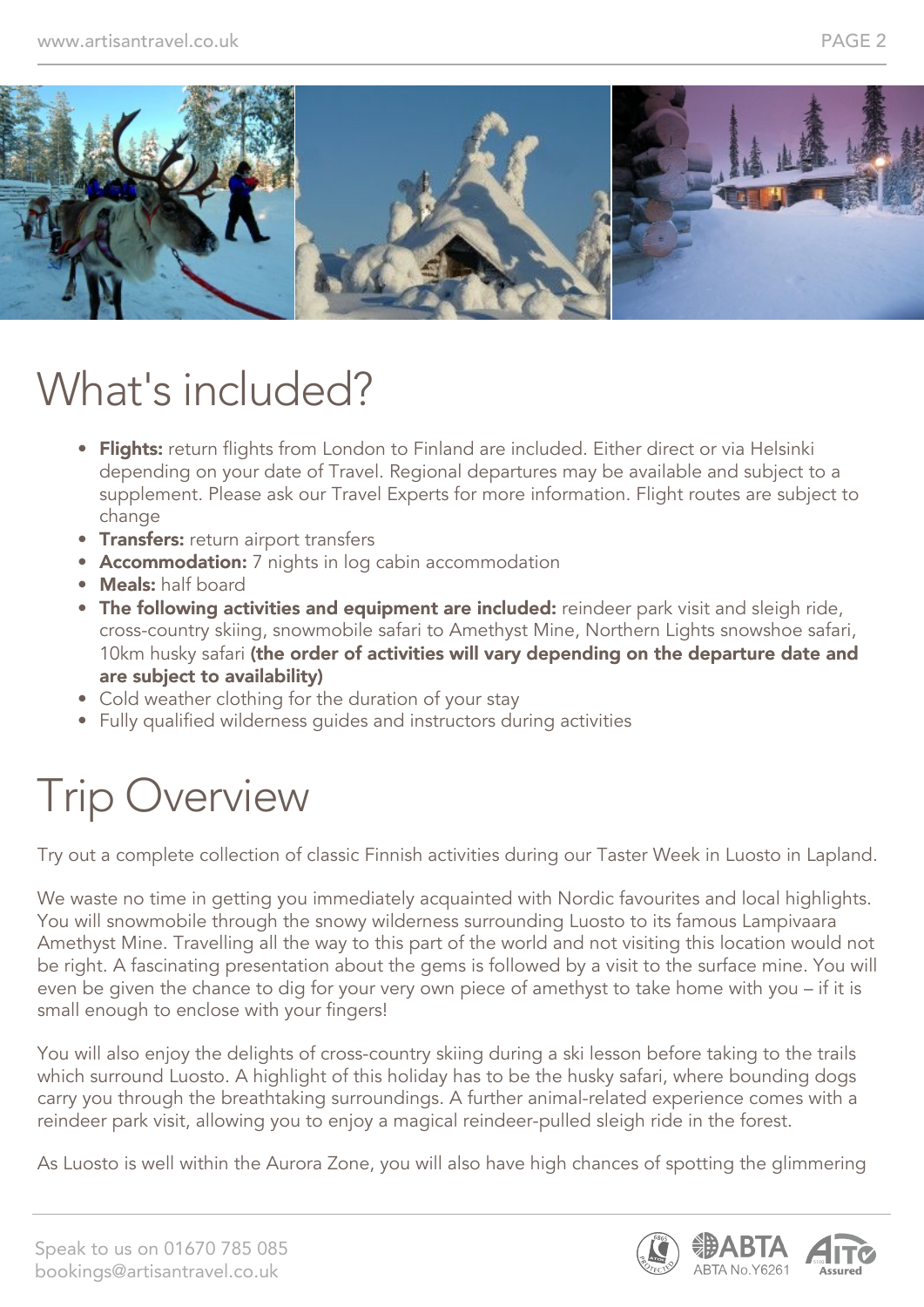# What's included?

- **Flights:** return flights from London to Finland are included. Either direct or via Helsinki depending on your date of Travel. Regional departures may be available and subject to a supplement. Please ask our Travel Experts for more information. Flight routes are subject to change
- **Transfers:** return airport transfers
- **Accommodation:** 7 nights in log cabin accommodation
- **Meals:** half board
- **The following activities and equipment are included:** reindeer park visit and sleigh ride, cross-country skiing, snowmobile safari to Amethyst Mine, Northern Lights snowshoe safari, 10km husky safari **(the order of activities will vary depending on the departure date and are subject to availability)**
- Cold weather clothing for the duration of your stay
- Fully qualified wilderness guides and instructors during activities

# Trip Overview

Try out a complete collection of classic Finnish activities during our Taster Week in Luosto in Lapland.

We waste no time in getting you immediately acquainted with Nordic favourites and local highlights. You will snowmobile through the snowy wilderness surrounding Luosto to its famous Lampivaara Amethyst Mine. Travelling all the way to this part of the world and not visiting this location would not be right. A fascinating presentation about the gems is followed by a visit to the surface mine. You will even be given the chance to dig for your very own piece of amethyst to take home with you – if it is small enough to enclose with your fingers!

You will also enjoy the delights of cross-country skiing during a ski lesson before taking to the trails which surround Luosto. A highlight of this holiday has to be the husky safari, where bounding dogs carry you through the breathtaking surroundings. A further animal-related experience comes with a reindeer park visit, allowing you to enjoy a magical reindeer-pulled sleigh ride in the forest.

As Luosto is well within the Aurora Zone, you will also have high chances of spotting the glimmering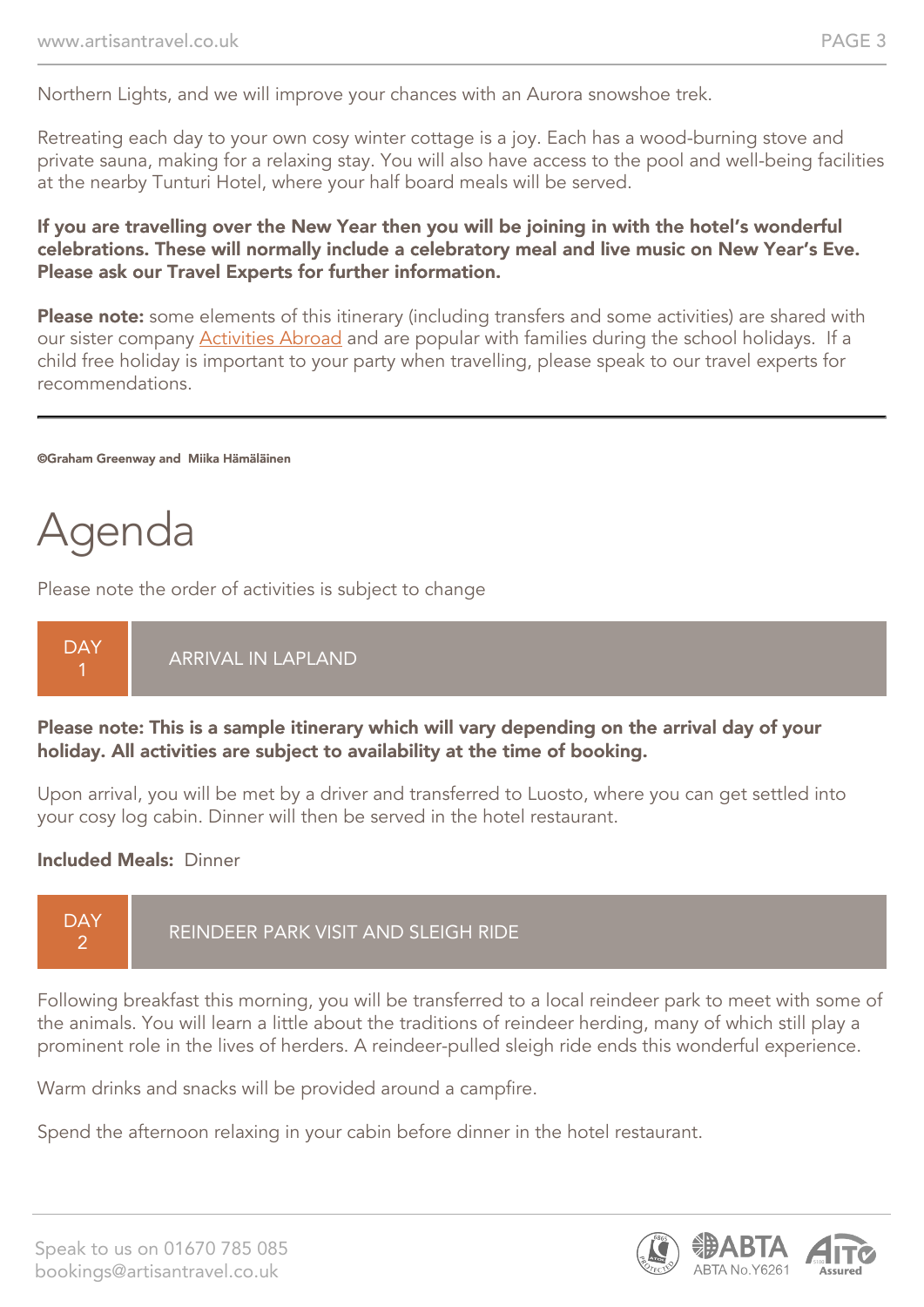Northern Lights, and we will improve your chances with an Aurora snowshoe trek.

Retreating each day to your own cosy winter cottage is a joy. Each has a wood-burning stove and private sauna, making for a relaxing stay. You will also have access to the pool and well-being facilities at the nearby Tunturi Hotel, where your half board meals will be served.

**If you are travelling over the New Year then you will be joining in with the hotel's wonderful celebrations. These will normally include a celebratory meal and live music on New Year's Eve. Please ask our Travel Experts for further information.**

**Please note:** some elements of this itinerary (including transfers and some activities) are shared with our sister company Activities Abroad and are popular with families during the school holidays. If a child free holiday is important to your party when travelling, please speak to our travel experts for recommendations.

---

**©Graham Greenway and Miika Hämäläinen**

# Agenda

Please note the order of activities is subject to change

## DAY 1 — ARRIVAL IN LAPLAND

**Please note: This is a sample itinerary which will vary depending on the arrival day of your holiday. All activities are subject to availability at the time of booking.**

Upon arrival, you will be met by a driver and transferred to Luosto, where you can get settled into your cosy log cabin. Dinner will then be served in the hotel restaurant.

**Included Meals:** Dinner

## DAY 2 — REINDEER PARK VISIT AND SLEIGH RIDE

Following breakfast this morning, you will be transferred to a local reindeer park to meet with some of the animals. You will learn a little about the traditions of reindeer herding, many of which still play a prominent role in the lives of herders. A reindeer-pulled sleigh ride ends this wonderful experience.

Warm drinks and snacks will be provided around a campfire.

Spend the afternoon relaxing in your cabin before dinner in the hotel restaurant.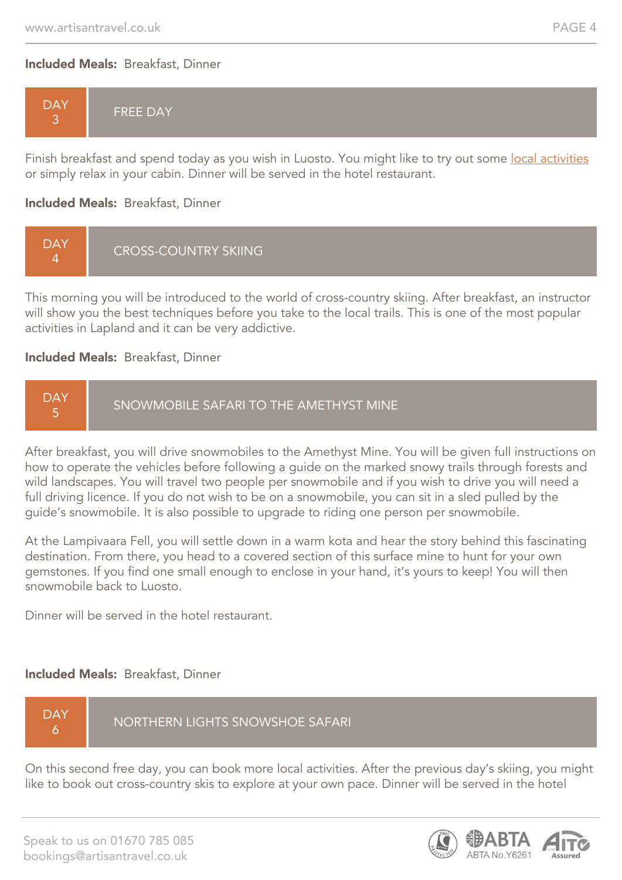**Included Meals:** Breakfast, Dinner

## DAY 3 — FREE DAY

Finish breakfast and spend today as you wish in Luosto. You might like to try out some local activities or simply relax in your cabin. Dinner will be served in the hotel restaurant.

**Included Meals:** Breakfast, Dinner

## DAY 4 — CROSS-COUNTRY SKIING

This morning you will be introduced to the world of cross-country skiing. After breakfast, an instructor will show you the best techniques before you take to the local trails. This is one of the most popular activities in Lapland and it can be very addictive.

**Included Meals:** Breakfast, Dinner

## DAY 5 — SNOWMOBILE SAFARI TO THE AMETHYST MINE

After breakfast, you will drive snowmobiles to the Amethyst Mine. You will be given full instructions on how to operate the vehicles before following a guide on the marked snowy trails through forests and wild landscapes. You will travel two people per snowmobile and if you wish to drive you will need a full driving licence. If you do not wish to be on a snowmobile, you can sit in a sled pulled by the guide's snowmobile. It is also possible to upgrade to riding one person per snowmobile.

At the Lampivaara Fell, you will settle down in a warm kota and hear the story behind this fascinating destination. From there, you head to a covered section of this surface mine to hunt for your own gemstones. If you find one small enough to enclose in your hand, it's yours to keep! You will then snowmobile back to Luosto.

Dinner will be served in the hotel restaurant.

**Included Meals:** Breakfast, Dinner

## DAY 6 — NORTHERN LIGHTS SNOWSHOE SAFARI

On this second free day, you can book more local activities. After the previous day's skiing, you might like to book out cross-country skis to explore at your own pace. Dinner will be served in the hotel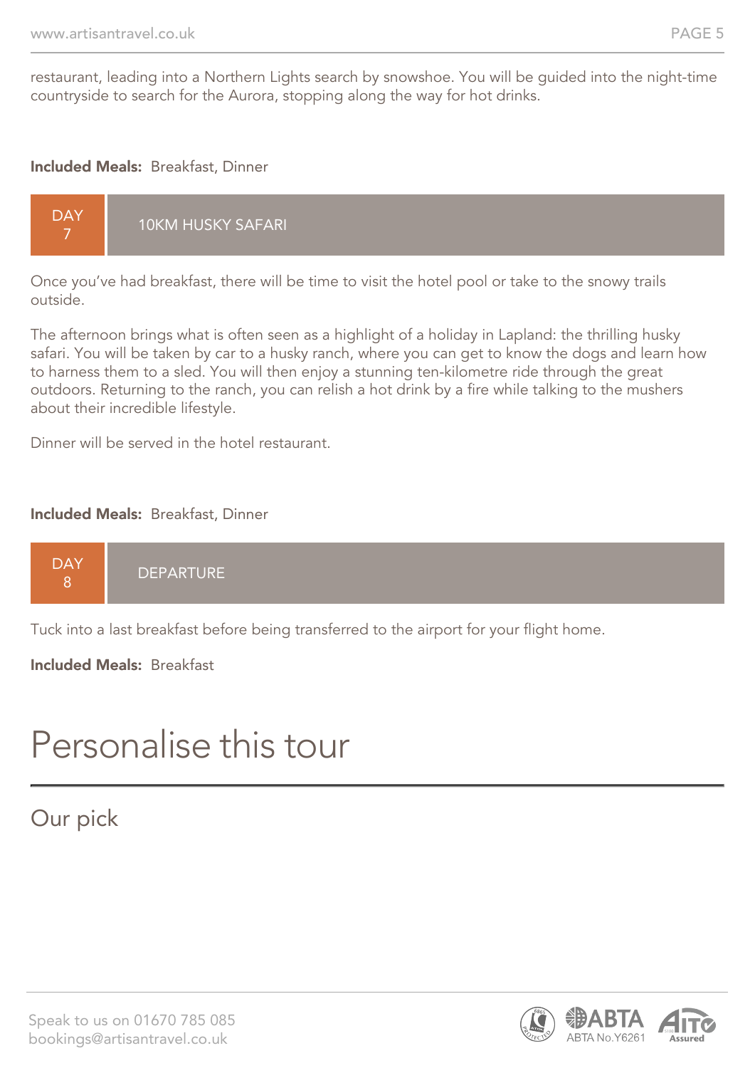restaurant, leading into a Northern Lights search by snowshoe. You will be guided into the night-time countryside to search for the Aurora, stopping along the way for hot drinks.

**Included Meals:** Breakfast, Dinner

### DAY 7 — 10KM HUSKY SAFARI

Once you've had breakfast, there will be time to visit the hotel pool or take to the snowy trails outside.

The afternoon brings what is often seen as a highlight of a holiday in Lapland: the thrilling husky safari. You will be taken by car to a husky ranch, where you can get to know the dogs and learn how to harness them to a sled. You will then enjoy a stunning ten-kilometre ride through the great outdoors. Returning to the ranch, you can relish a hot drink by a fire while talking to the mushers about their incredible lifestyle.

Dinner will be served in the hotel restaurant.

**Included Meals:** Breakfast, Dinner

### DAY 8 — DEPARTURE

Tuck into a last breakfast before being transferred to the airport for your flight home.

**Included Meals:** Breakfast

# Personalise this tour

## Our pick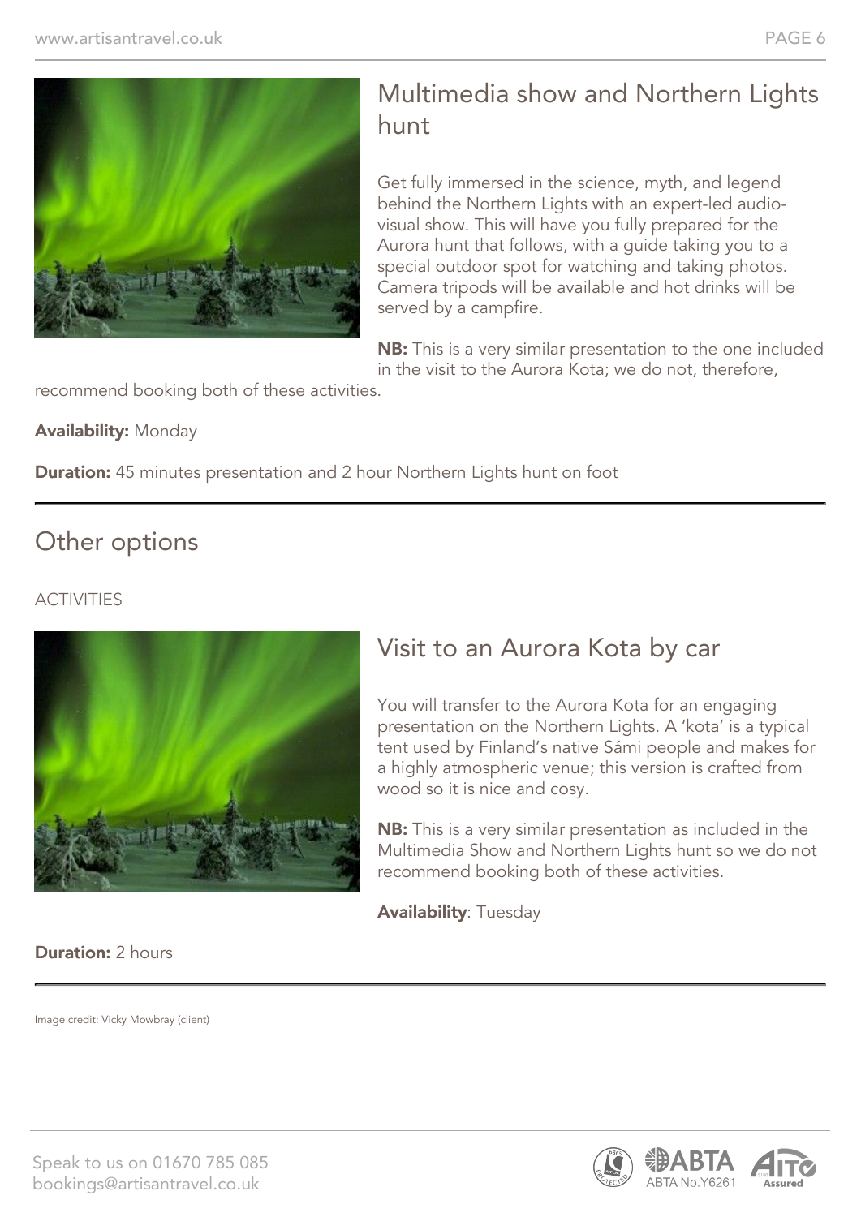## Multimedia show and Northern Lights hunt

Get fully immersed in the science, myth, and legend behind the Northern Lights with an expert-led audio-visual show. This will have you fully prepared for the Aurora hunt that follows, with a guide taking you to a special outdoor spot for watching and taking photos. Camera tripods will be available and hot drinks will be served by a campfire.

**NB:** This is a very similar presentation to the one included in the visit to the Aurora Kota; we do not, therefore, recommend booking both of these activities.

**Availability:** Monday

**Duration:** 45 minutes presentation and 2 hour Northern Lights hunt on foot

---

# Other options

ACTIVITIES

## Visit to an Aurora Kota by car

You will transfer to the Aurora Kota for an engaging presentation on the Northern Lights. A 'kota' is a typical tent used by Finland's native Sámi people and makes for a highly atmospheric venue; this version is crafted from wood so it is nice and cosy.

**NB:** This is a very similar presentation as included in the Multimedia Show and Northern Lights hunt so we do not recommend booking both of these activities.

**Availability**: Tuesday

**Duration:** 2 hours

---

Image credit: Vicky Mowbray (client)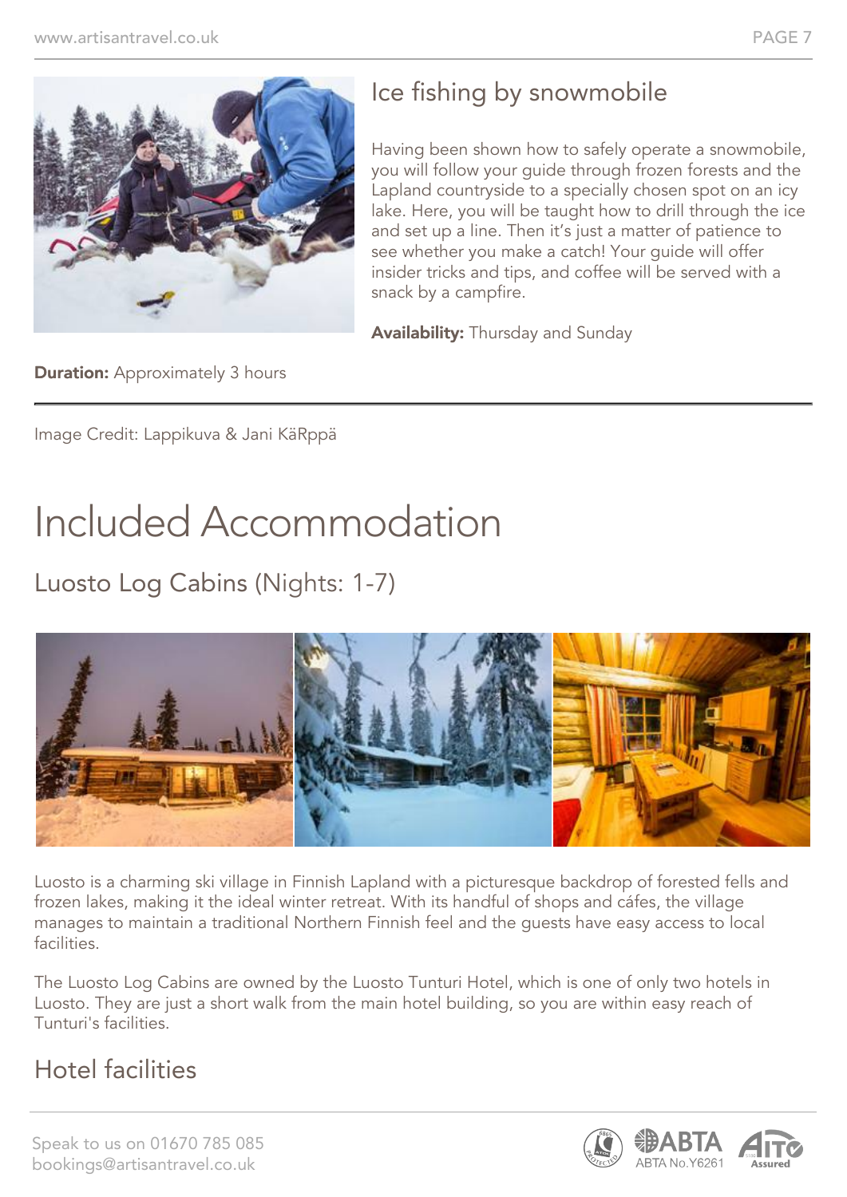## Ice fishing by snowmobile

Having been shown how to safely operate a snowmobile, you will follow your guide through frozen forests and the Lapland countryside to a specially chosen spot on an icy lake. Here, you will be taught how to drill through the ice and set up a line. Then it's just a matter of patience to see whether you make a catch! Your guide will offer insider tricks and tips, and coffee will be served with a snack by a campfire.

**Availability:** Thursday and Sunday

**Duration:** Approximately 3 hours

Image Credit: Lappikuva & Jani KäRppä

# Included Accommodation

## Luosto Log Cabins (Nights: 1-7)

Luosto is a charming ski village in Finnish Lapland with a picturesque backdrop of forested fells and frozen lakes, making it the ideal winter retreat. With its handful of shops and cáfes, the village manages to maintain a traditional Northern Finnish feel and the guests have easy access to local facilities.

The Luosto Log Cabins are owned by the Luosto Tunturi Hotel, which is one of only two hotels in Luosto. They are just a short walk from the main hotel building, so you are within easy reach of Tunturi's facilities.

## Hotel facilities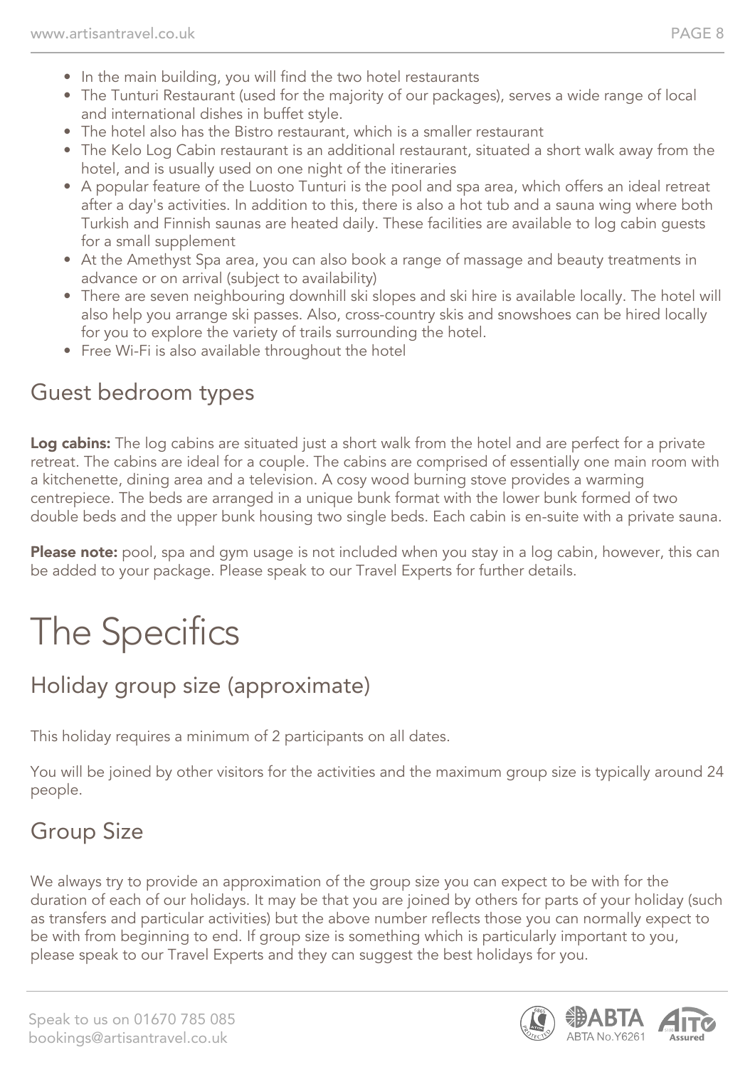- In the main building, you will find the two hotel restaurants
- The Tunturi Restaurant (used for the majority of our packages), serves a wide range of local and international dishes in buffet style.
- The hotel also has the Bistro restaurant, which is a smaller restaurant
- The Kelo Log Cabin restaurant is an additional restaurant, situated a short walk away from the hotel, and is usually used on one night of the itineraries
- A popular feature of the Luosto Tunturi is the pool and spa area, which offers an ideal retreat after a day's activities. In addition to this, there is also a hot tub and a sauna wing where both Turkish and Finnish saunas are heated daily. These facilities are available to log cabin guests for a small supplement
- At the Amethyst Spa area, you can also book a range of massage and beauty treatments in advance or on arrival (subject to availability)
- There are seven neighbouring downhill ski slopes and ski hire is available locally. The hotel will also help you arrange ski passes. Also, cross-country skis and snowshoes can be hired locally for you to explore the variety of trails surrounding the hotel.
- Free Wi-Fi is also available throughout the hotel

## Guest bedroom types

**Log cabins:** The log cabins are situated just a short walk from the hotel and are perfect for a private retreat. The cabins are ideal for a couple. The cabins are comprised of essentially one main room with a kitchenette, dining area and a television. A cosy wood burning stove provides a warming centrepiece. The beds are arranged in a unique bunk format with the lower bunk formed of two double beds and the upper bunk housing two single beds. Each cabin is en-suite with a private sauna.

**Please note:** pool, spa and gym usage is not included when you stay in a log cabin, however, this can be added to your package. Please speak to our Travel Experts for further details.

# The Specifics

## Holiday group size (approximate)

This holiday requires a minimum of 2 participants on all dates.

You will be joined by other visitors for the activities and the maximum group size is typically around 24 people.

## Group Size

We always try to provide an approximation of the group size you can expect to be with for the duration of each of our holidays. It may be that you are joined by others for parts of your holiday (such as transfers and particular activities) but the above number reflects those you can normally expect to be with from beginning to end. If group size is something which is particularly important to you, please speak to our Travel Experts and they can suggest the best holidays for you.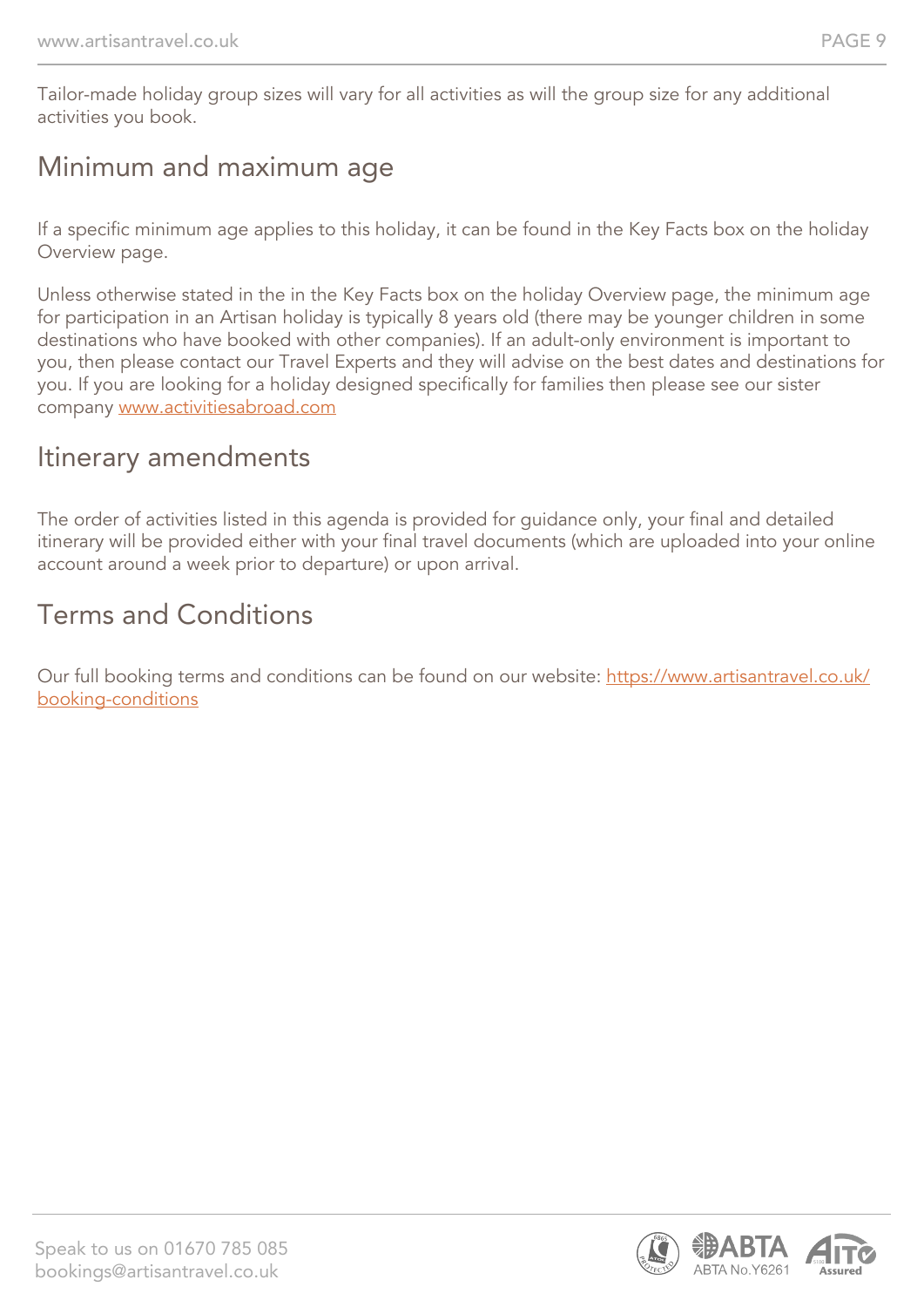Tailor-made holiday group sizes will vary for all activities as will the group size for any additional activities you book.

## Minimum and maximum age

If a specific minimum age applies to this holiday, it can be found in the Key Facts box on the holiday Overview page.

Unless otherwise stated in the in the Key Facts box on the holiday Overview page, the minimum age for participation in an Artisan holiday is typically 8 years old (there may be younger children in some destinations who have booked with other companies). If an adult-only environment is important to you, then please contact our Travel Experts and they will advise on the best dates and destinations for you. If you are looking for a holiday designed specifically for families then please see our sister company [www.activitiesabroad.com](www.activitiesabroad.com)

## Itinerary amendments

The order of activities listed in this agenda is provided for guidance only, your final and detailed itinerary will be provided either with your final travel documents (which are uploaded into your online account around a week prior to departure) or upon arrival.

## Terms and Conditions

Our full booking terms and conditions can be found on our website: [https://www.artisantravel.co.uk/booking-conditions](https://www.artisantravel.co.uk/booking-conditions)